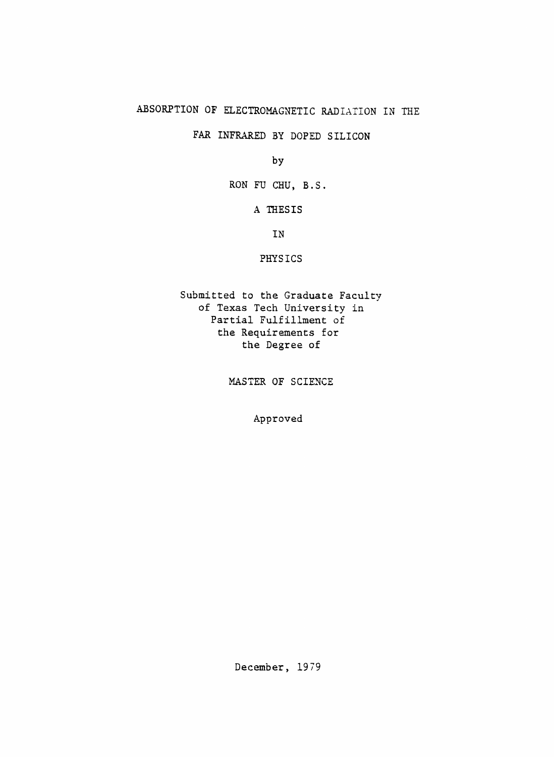# ABSORPTION OF ELECTROMAGNETIC RADIATION IN THE FAR INFRARED BY DOPED SILICON

by

RON FU CHU, B.S.

A THESIS

IN

PHYSICS

Submitted to the Graduate Faculty
of Texas Tech University in
Partial Fulfillment of
the Requirements for
the Degree of

MASTER OF SCIENCE

Approved

December, 1979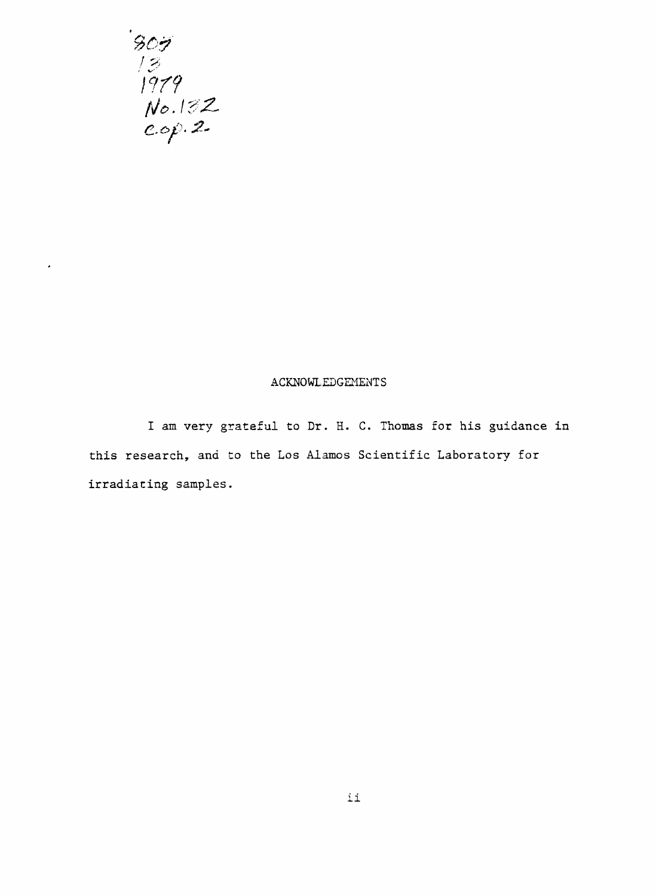808
13
1979
No.132
cop.2

## ACKNOWLEDGEMENTS

I am very grateful to Dr. H. C. Thomas for his guidance in this research, and to the Los Alamos Scientific Laboratory for irradiating samples.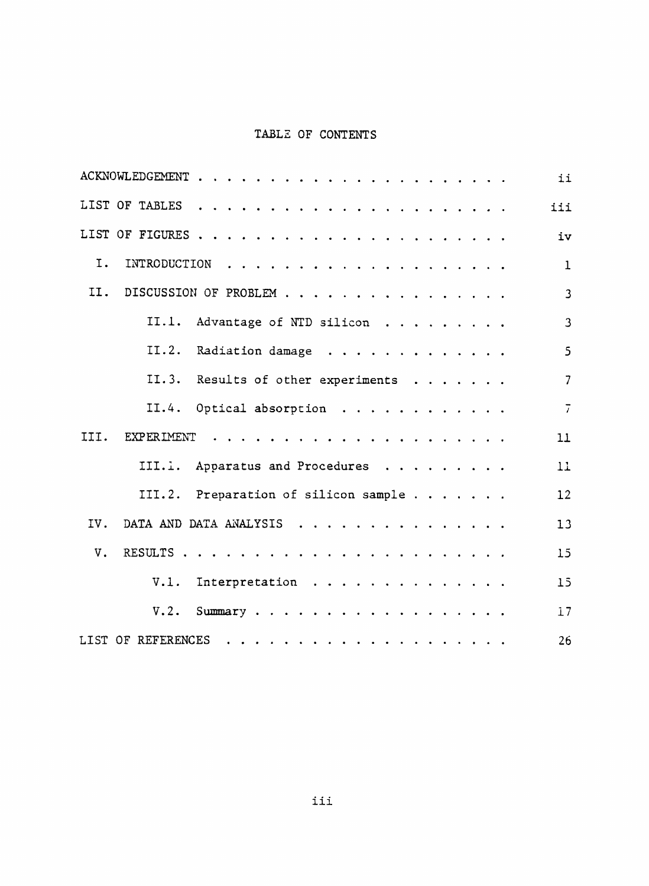# TABLE OF CONTENTS

| | |
|---|---|
| ACKNOWLEDGEMENT | ii |
| LIST OF TABLES | iii |
| LIST OF FIGURES | iv |
| I. INTRODUCTION | 1 |
| II. DISCUSSION OF PROBLEM | 3 |
| II.1. Advantage of NTD silicon | 3 |
| II.2. Radiation damage | 5 |
| II.3. Results of other experiments | 7 |
| II.4. Optical absorption | 7 |
| III. EXPERIMENT | 11 |
| III.1. Apparatus and Procedures | 11 |
| III.2. Preparation of silicon sample | 12 |
| IV. DATA AND DATA ANALYSIS | 13 |
| V. RESULTS | 15 |
| V.1. Interpretation | 15 |
| V.2. Summary | 17 |
| LIST OF REFERENCES | 26 |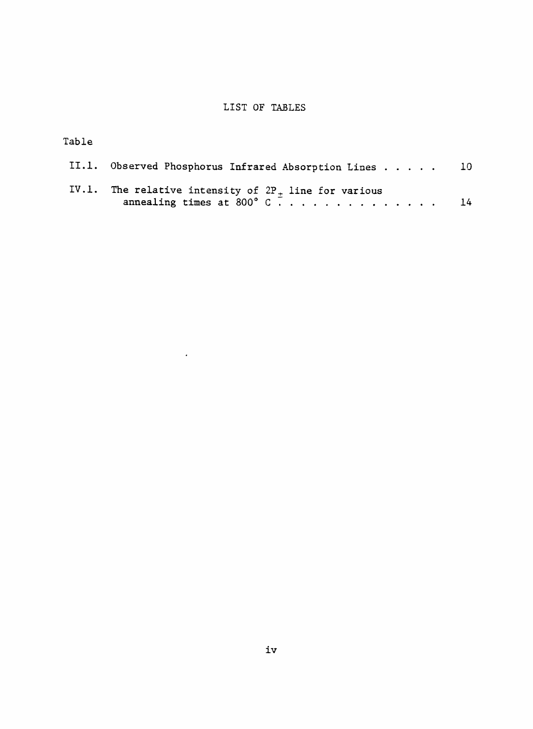# LIST OF TABLES

Table

II.1. Observed Phosphorus Infrared Absorption Lines . . . . . 10

IV.1. The relative intensity of $2P_{\pm}$ line for various annealing times at 800° C . . . . . . . . . . . . . . 14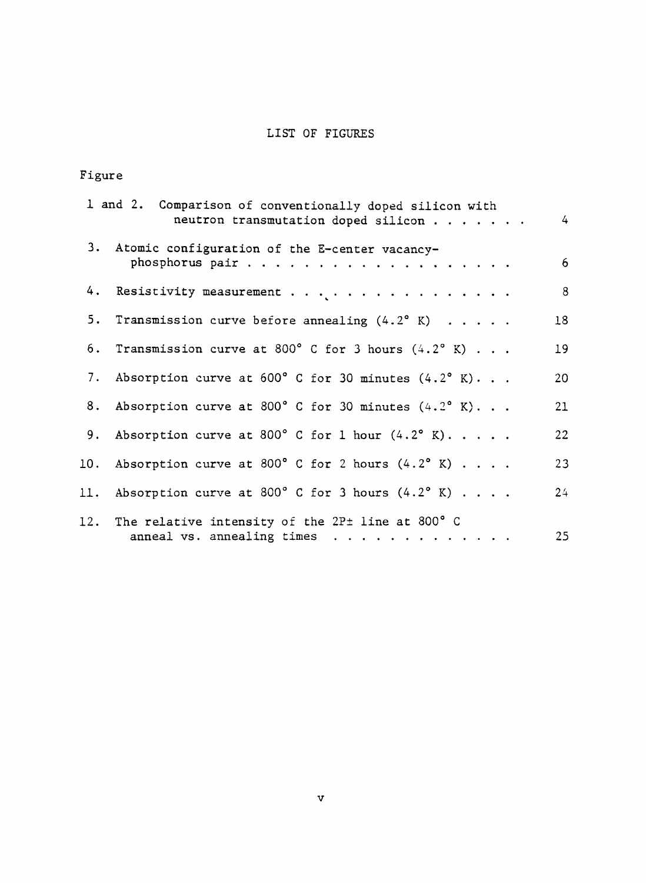# LIST OF FIGURES

| Figure | | Page |
|---|---|---|
| 1 and 2. | Comparison of conventionally doped silicon with neutron transmutation doped silicon | 4 |
| 3. | Atomic configuration of the E-center vacancy-phosphorus pair | 6 |
| 4. | Resistivity measurement | 8 |
| 5. | Transmission curve before annealing (4.2° K) | 18 |
| 6. | Transmission curve at 800° C for 3 hours (4.2° K) | 19 |
| 7. | Absorption curve at 600° C for 30 minutes (4.2° K) | 20 |
| 8. | Absorption curve at 800° C for 30 minutes (4.2° K) | 21 |
| 9. | Absorption curve at 800° C for 1 hour (4.2° K) | 22 |
| 10. | Absorption curve at 800° C for 2 hours (4.2° K) | 23 |
| 11. | Absorption curve at 800° C for 3 hours (4.2° K) | 24 |
| 12. | The relative intensity of the $2P\pm$ line at 800° C anneal vs. annealing times | 25 |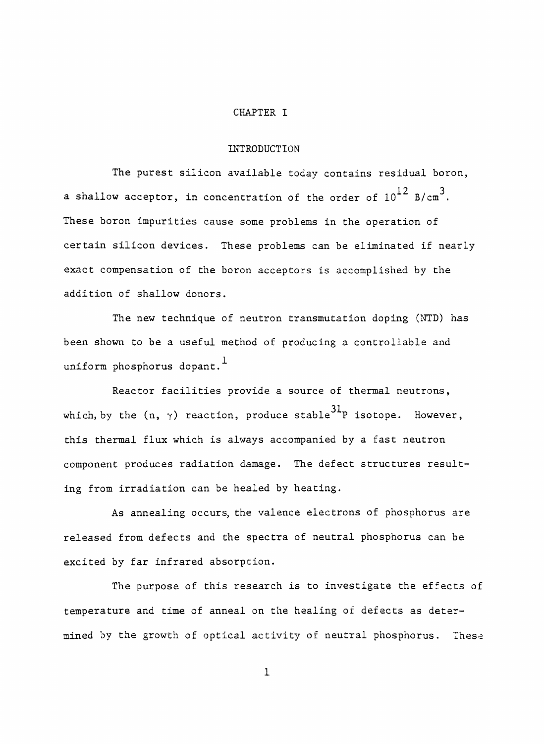# CHAPTER I

## INTRODUCTION

The purest silicon available today contains residual boron, a shallow acceptor, in concentration of the order of $10^{12}$ B/cm$^3$. These boron impurities cause some problems in the operation of certain silicon devices. These problems can be eliminated if nearly exact compensation of the boron acceptors is accomplished by the addition of shallow donors.

The new technique of neutron transmutation doping (NTD) has been shown to be a useful method of producing a controllable and uniform phosphorus dopant.[1]

Reactor facilities provide a source of thermal neutrons, which, by the (n, $\gamma$) reaction, produce stable $^{31}$P isotope. However, this thermal flux which is always accompanied by a fast neutron component produces radiation damage. The defect structures resulting from irradiation can be healed by heating.

As annealing occurs, the valence electrons of phosphorus are released from defects and the spectra of neutral phosphorus can be excited by far infrared absorption.

The purpose of this research is to investigate the effects of temperature and time of anneal on the healing of defects as determined by the growth of optical activity of neutral phosphorus. These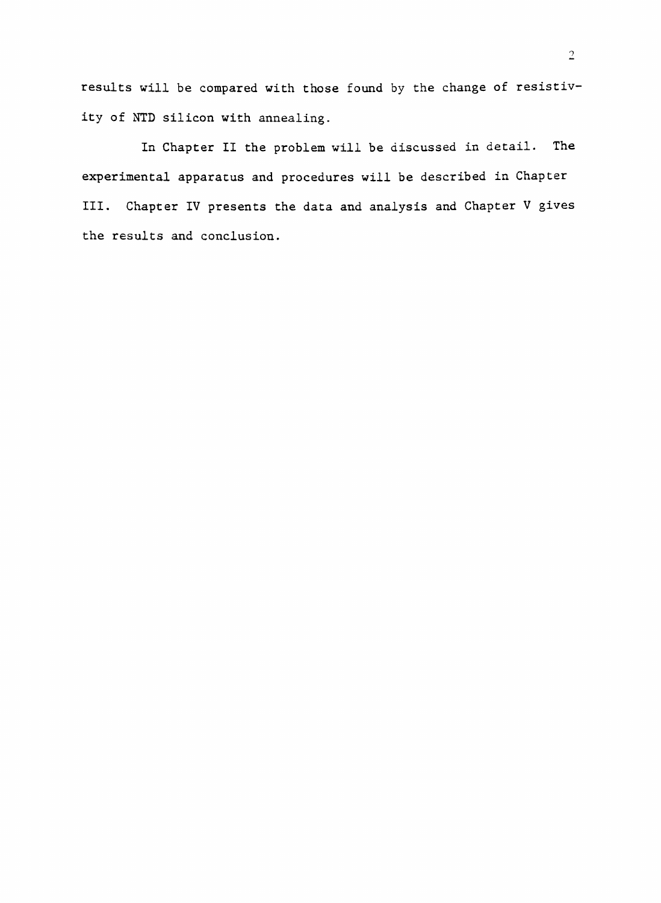results will be compared with those found by the change of resistivity of NTD silicon with annealing.

In Chapter II the problem will be discussed in detail. The experimental apparatus and procedures will be described in Chapter III. Chapter IV presents the data and analysis and Chapter V gives the results and conclusion.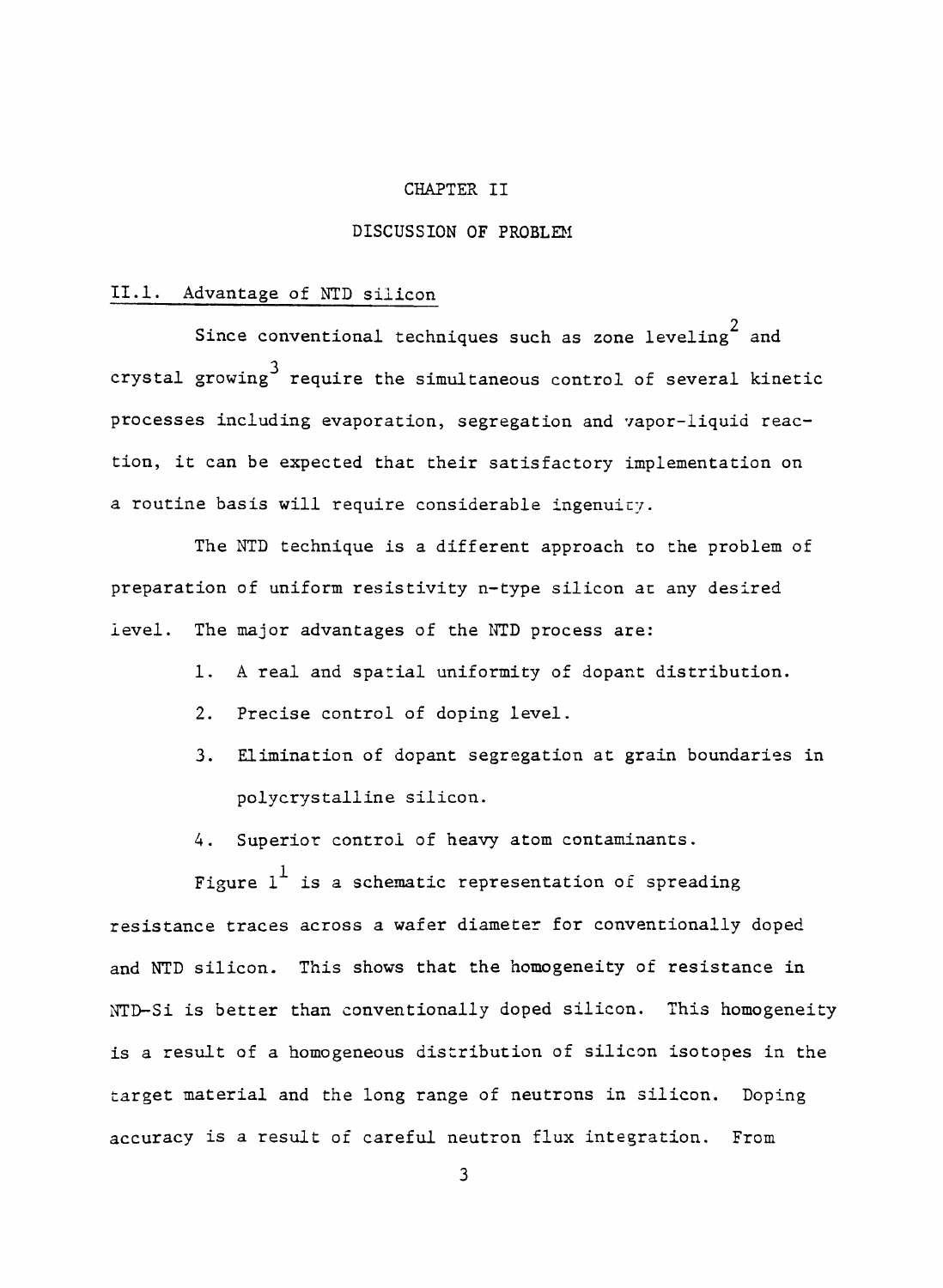# CHAPTER II

## DISCUSSION OF PROBLEM

### II.1. Advantage of NTD silicon

Since conventional techniques such as zone leveling[2] and crystal growing[3] require the simultaneous control of several kinetic processes including evaporation, segregation and vapor-liquid reaction, it can be expected that their satisfactory implementation on a routine basis will require considerable ingenuity.

The NTD technique is a different approach to the problem of preparation of uniform resistivity n-type silicon at any desired level. The major advantages of the NTD process are:

1. A real and spatial uniformity of dopant distribution.
2. Precise control of doping level.
3. Elimination of dopant segregation at grain boundaries in polycrystalline silicon.
4. Superior control of heavy atom contaminants.

Figure 1[1] is a schematic representation of spreading resistance traces across a wafer diameter for conventionally doped and NTD silicon. This shows that the homogeneity of resistance in NTD-Si is better than conventionally doped silicon. This homogeneity is a result of a homogeneous distribution of silicon isotopes in the target material and the long range of neutrons in silicon. Doping accuracy is a result of careful neutron flux integration. From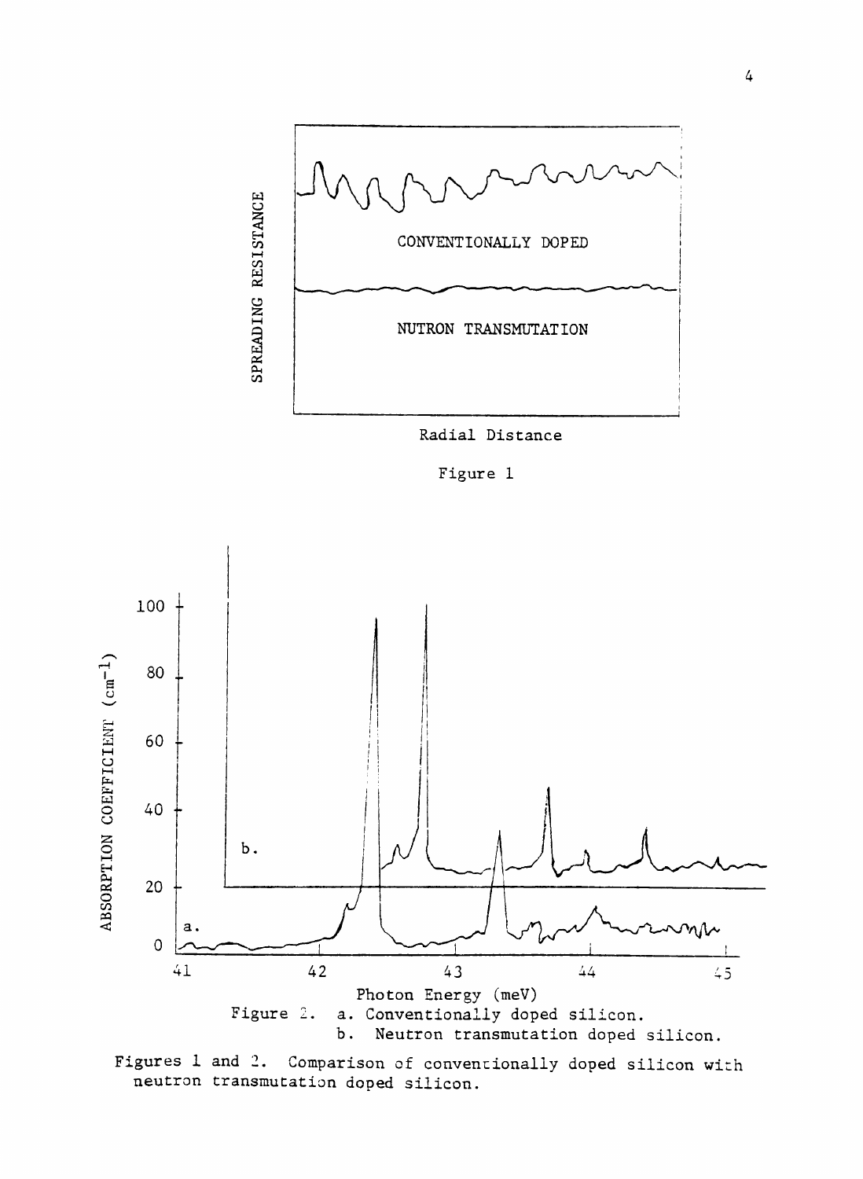Figure 1

Figure 2. a. Conventionally doped silicon.
b. Neutron transmutation doped silicon.

Figures 1 and 2. Comparison of conventionally doped silicon with neutron transmutation doped silicon.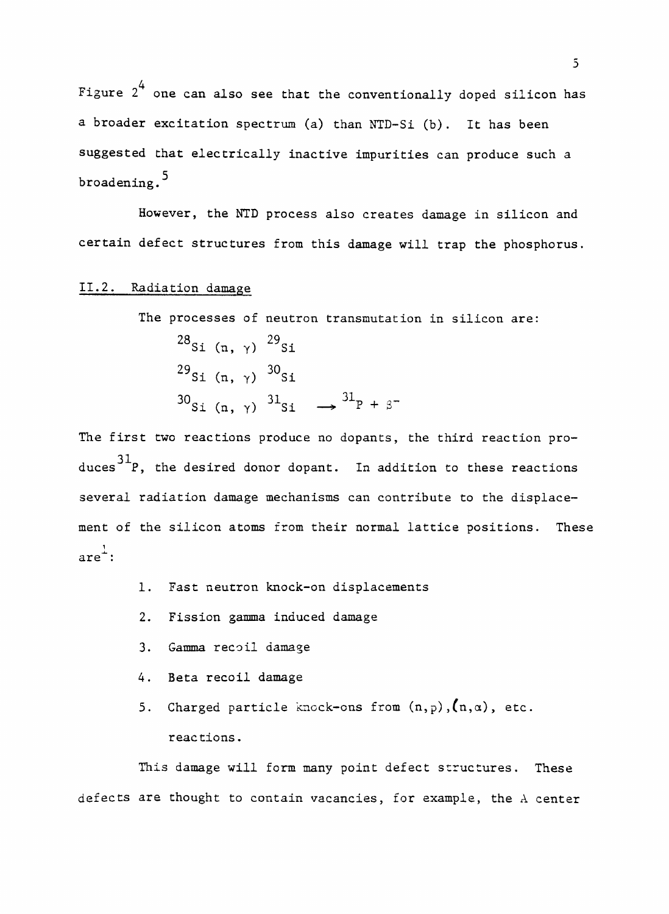Figure 2[4] one can also see that the conventionally doped silicon has a broader excitation spectrum (a) than NTD-Si (b). It has been suggested that electrically inactive impurities can produce such a broadening.[5]

However, the NTD process also creates damage in silicon and certain defect structures from this damage will trap the phosphorus.

## II.2. Radiation damage

The processes of neutron transmutation in silicon are:

$$^{28}\text{Si}\ (n,\ \gamma)\ ^{29}\text{Si}$$

$$^{29}\text{Si}\ (n,\ \gamma)\ ^{30}\text{Si}$$

$$^{30}\text{Si}\ (n,\ \gamma)\ ^{31}\text{Si} \longrightarrow\ ^{31}\text{P} + \beta^-$$

The first two reactions produce no dopants, the third reaction produces $^{31}$P, the desired donor dopant. In addition to these reactions several radiation damage mechanisms can contribute to the displacement of the silicon atoms from their normal lattice positions. These are[1]:

1. Fast neutron knock-on displacements
2. Fission gamma induced damage
3. Gamma recoil damage
4. Beta recoil damage
5. Charged particle knock-ons from $(n,p)$, $(n,\alpha)$, etc. reactions.

This damage will form many point defect structures. These defects are thought to contain vacancies, for example, the A center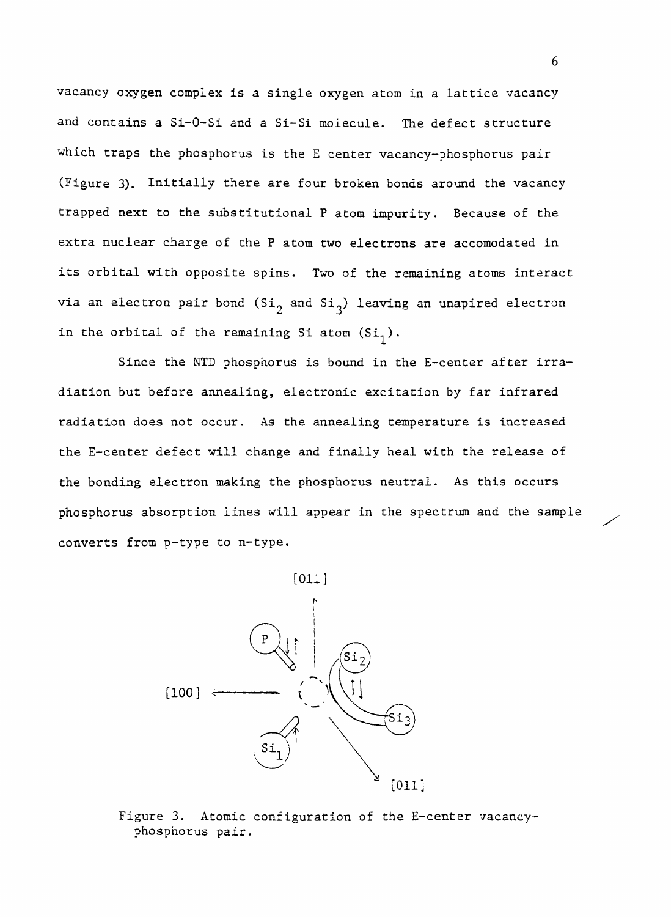vacancy oxygen complex is a single oxygen atom in a lattice vacancy and contains a Si-O-Si and a Si-Si molecule. The defect structure which traps the phosphorus is the E center vacancy-phosphorus pair (Figure 3). Initially there are four broken bonds around the vacancy trapped next to the substitutional P atom impurity. Because of the extra nuclear charge of the P atom two electrons are accomodated in its orbital with opposite spins. Two of the remaining atoms interact via an electron pair bond ($Si_2$ and $Si_3$) leaving an unapired electron in the orbital of the remaining Si atom ($Si_1$).

Since the NTD phosphorus is bound in the E-center after irradiation but before annealing, electronic excitation by far infrared radiation does not occur. As the annealing temperature is increased the E-center defect will change and finally heal with the release of the bonding electron making the phosphorus neutral. As this occurs phosphorus absorption lines will appear in the spectrum and the sample converts from p-type to n-type.

Figure 3. Atomic configuration of the E-center vacancy-phosphorus pair.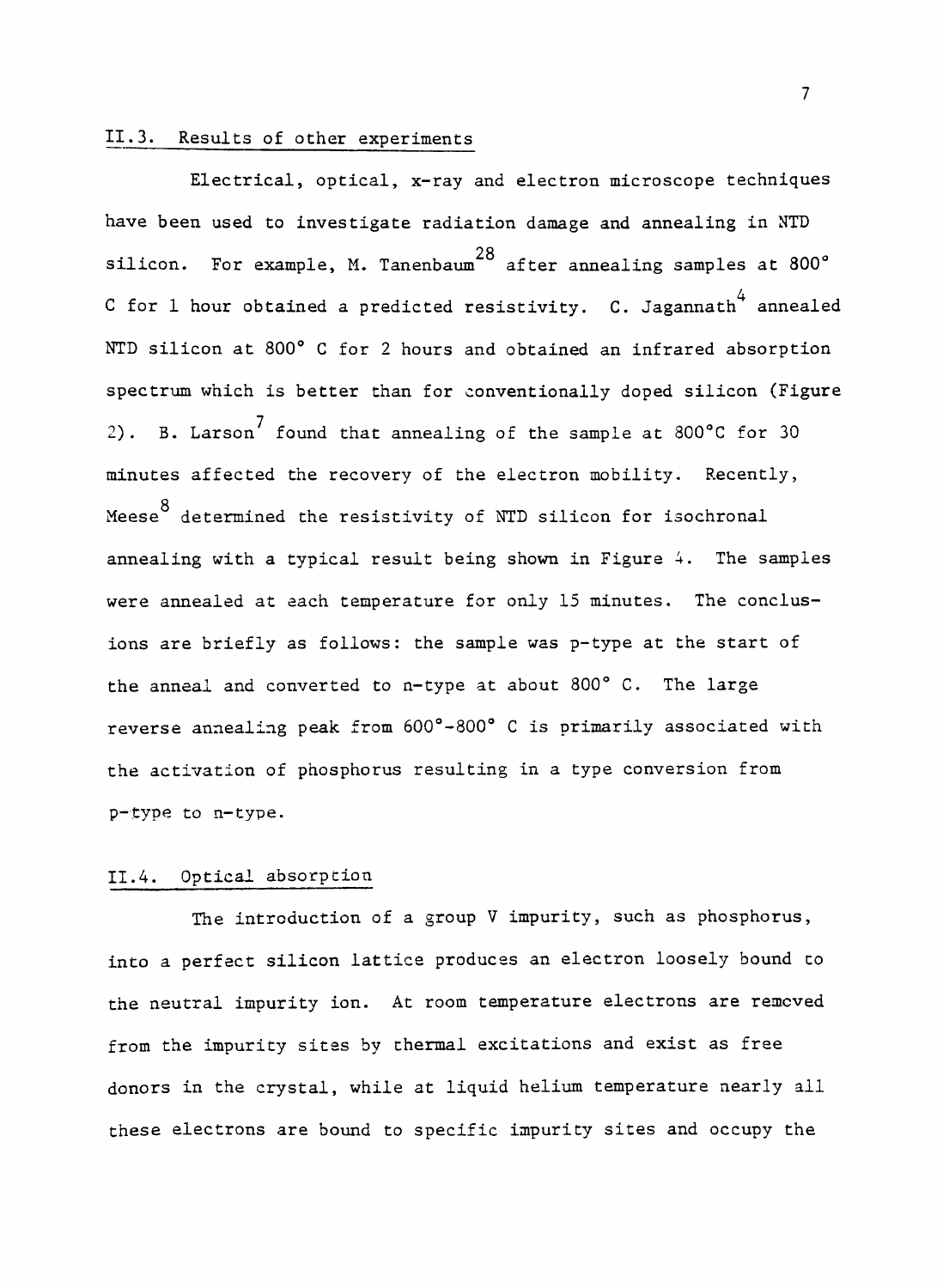## II.3. Results of other experiments

Electrical, optical, x-ray and electron microscope techniques have been used to investigate radiation damage and annealing in NTD silicon. For example, M. Tanenbaum[28] after annealing samples at 800° C for 1 hour obtained a predicted resistivity. C. Jagannath[4] annealed NTD silicon at 800° C for 2 hours and obtained an infrared absorption spectrum which is better than for conventionally doped silicon (Figure 2). B. Larson[7] found that annealing of the sample at 800°C for 30 minutes affected the recovery of the electron mobility. Recently, Meese[8] determined the resistivity of NTD silicon for isochronal annealing with a typical result being shown in Figure 4. The samples were annealed at each temperature for only 15 minutes. The conclusions are briefly as follows: the sample was p-type at the start of the anneal and converted to n-type at about 800° C. The large reverse annealing peak from 600°-800° C is primarily associated with the activation of phosphorus resulting in a type conversion from p-type to n-type.

## II.4. Optical absorption

The introduction of a group V impurity, such as phosphorus, into a perfect silicon lattice produces an electron loosely bound to the neutral impurity ion. At room temperature electrons are removed from the impurity sites by thermal excitations and exist as free donors in the crystal, while at liquid helium temperature nearly all these electrons are bound to specific impurity sites and occupy the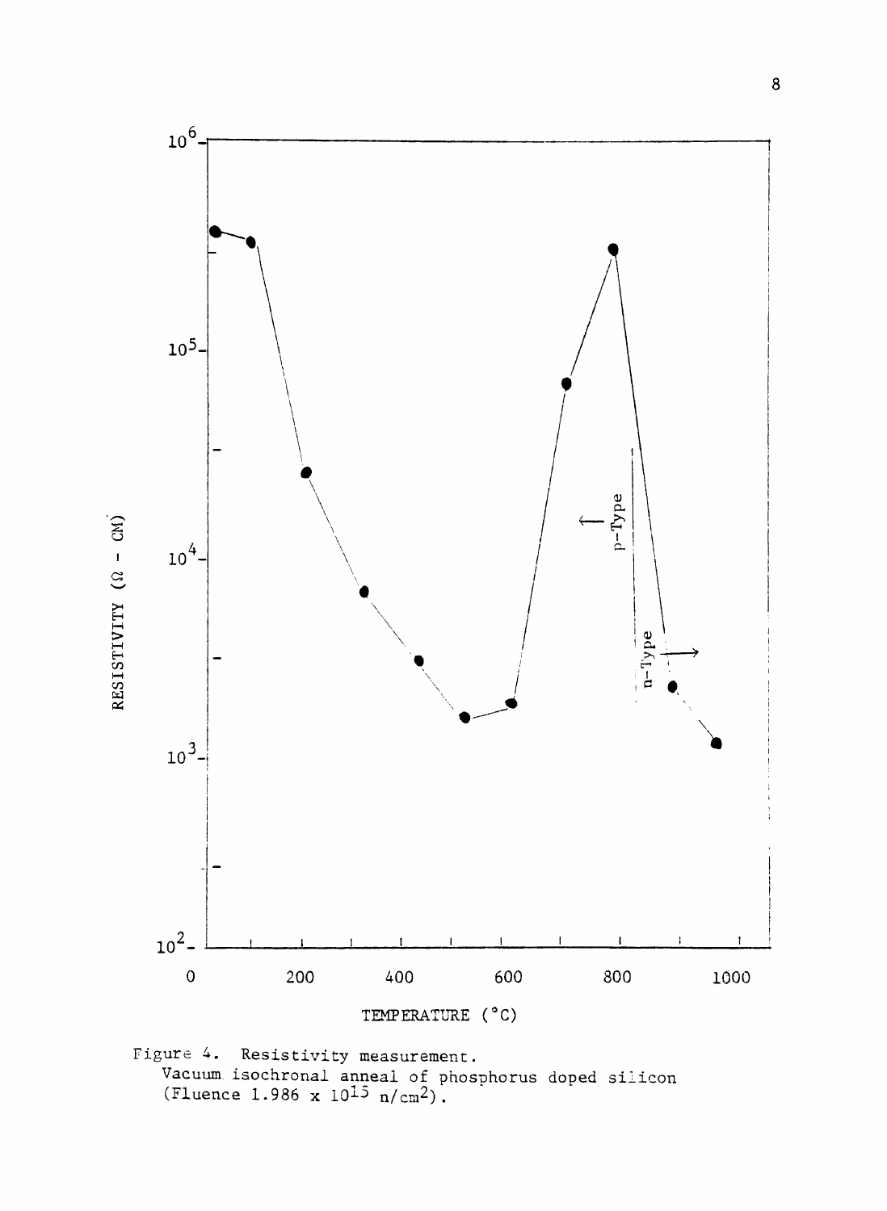Figure 4. Resistivity measurement.
Vacuum isochronal anneal of phosphorus doped silicon
(Fluence $1.986 \times 10^{15}$ n/cm$^2$).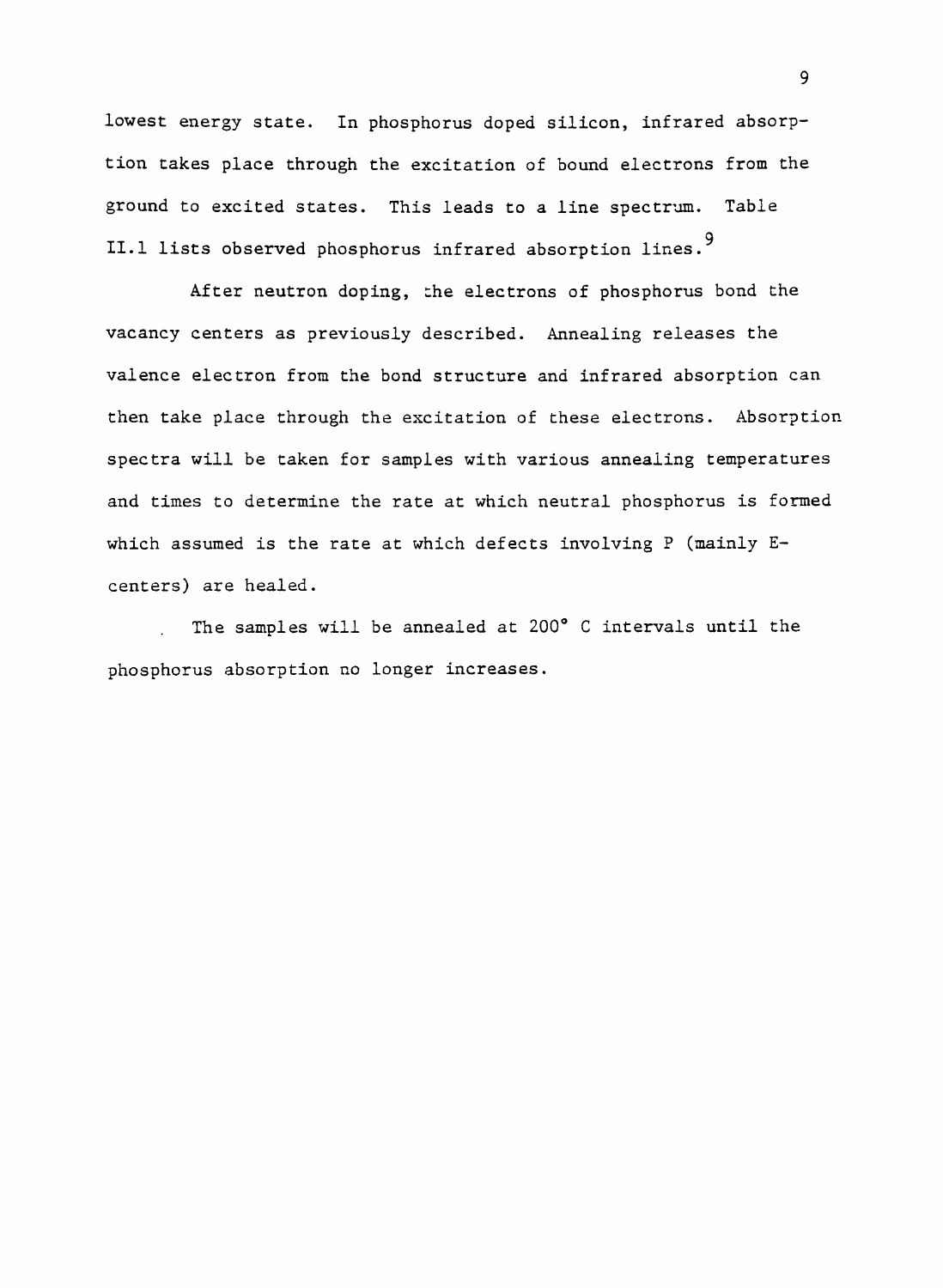lowest energy state. In phosphorus doped silicon, infrared absorption takes place through the excitation of bound electrons from the ground to excited states. This leads to a line spectrum. Table II.1 lists observed phosphorus infrared absorption lines.[9]

After neutron doping, the electrons of phosphorus bond the vacancy centers as previously described. Annealing releases the valence electron from the bond structure and infrared absorption can then take place through the excitation of these electrons. Absorption spectra will be taken for samples with various annealing temperatures and times to determine the rate at which neutral phosphorus is formed which assumed is the rate at which defects involving P (mainly E-centers) are healed.

The samples will be annealed at 200° C intervals until the phosphorus absorption no longer increases.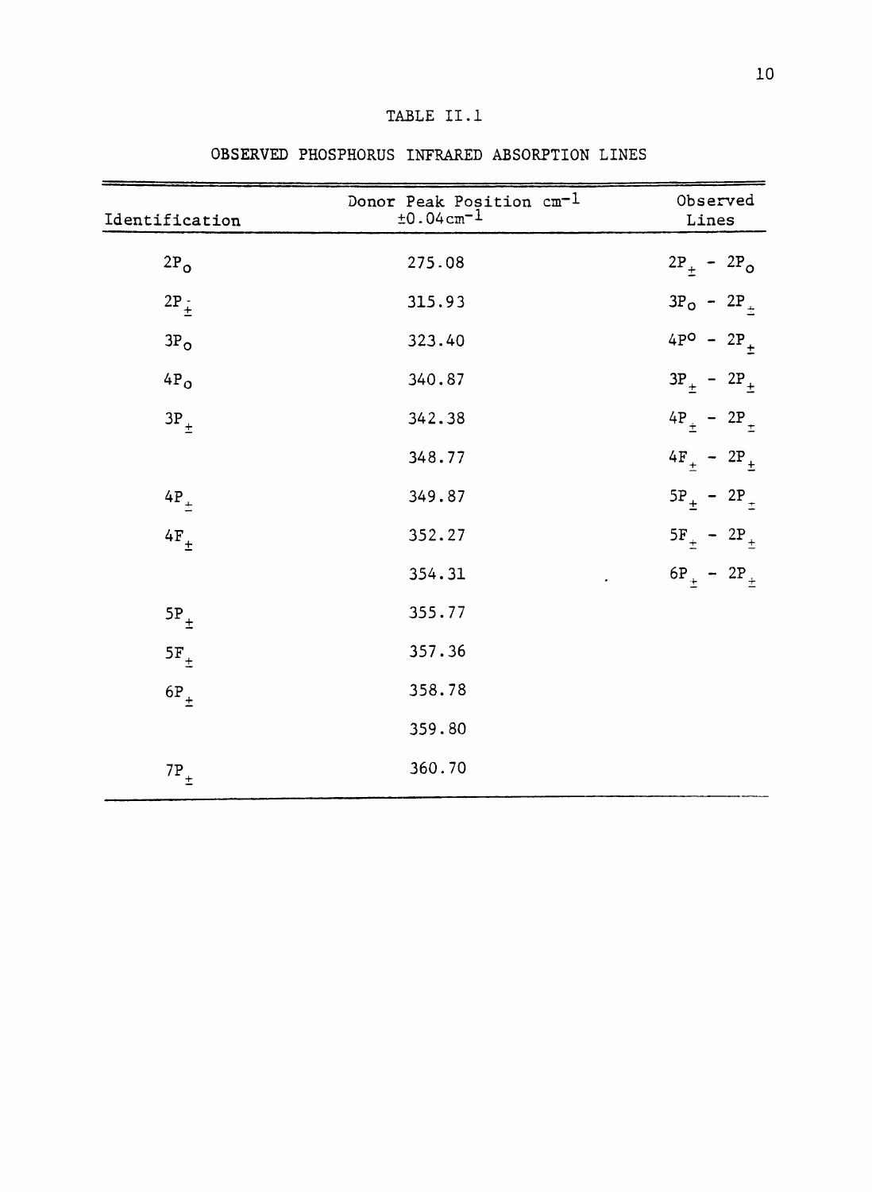TABLE II.1

OBSERVED PHOSPHORUS INFRARED ABSORPTION LINES

| Identification | Donor Peak Position $cm^{-1}$ $\pm 0.04 cm^{-1}$ | Observed Lines |
|---|---|---|
| $2P_o$ | 275.08 | $2P_{\pm} - 2P_o$ |
| $2P_{\pm}$ | 315.93 | $3P_o - 2P_{\pm}$ |
| $3P_o$ | 323.40 | $4P^o - 2P_{\pm}$ |
| $4P_o$ | 340.87 | $3P_{\pm} - 2P_{\pm}$ |
| $3P_{\pm}$ | 342.38 | $4P_{\pm} - 2P_{\pm}$ |
| | 348.77 | $4F_{\pm} - 2P_{\pm}$ |
| $4P_{\pm}$ | 349.87 | $5P_{\pm} - 2P_{\pm}$ |
| $4F_{\pm}$ | 352.27 | $5F_{\pm} - 2P_{\pm}$ |
| | 354.31 | $6P_{\pm} - 2P_{\pm}$ |
| $5P_{\pm}$ | 355.77 | |
| $5F_{\pm}$ | 357.36 | |
| $6P_{\pm}$ | 358.78 | |
| | 359.80 | |
| $7P_{\pm}$ | 360.70 | |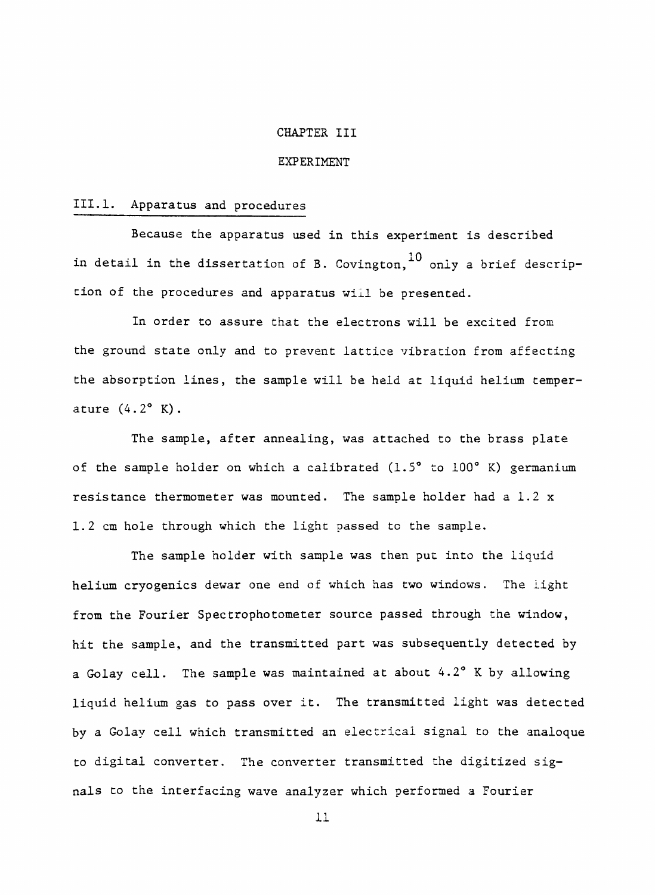# CHAPTER III

# EXPERIMENT

## III.1. Apparatus and procedures

Because the apparatus used in this experiment is described in detail in the dissertation of B. Covington,[10] only a brief description of the procedures and apparatus will be presented.

In order to assure that the electrons will be excited from the ground state only and to prevent lattice vibration from affecting the absorption lines, the sample will be held at liquid helium temperature (4.2° K).

The sample, after annealing, was attached to the brass plate of the sample holder on which a calibrated (1.5° to 100° K) germanium resistance thermometer was mounted. The sample holder had a 1.2 x 1.2 cm hole through which the light passed to the sample.

The sample holder with sample was then put into the liquid helium cryogenics dewar one end of which has two windows. The light from the Fourier Spectrophotometer source passed through the window, hit the sample, and the transmitted part was subsequently detected by a Golay cell. The sample was maintained at about 4.2° K by allowing liquid helium gas to pass over it. The transmitted light was detected by a Golay cell which transmitted an electrical signal to the analoque to digital converter. The converter transmitted the digitized signals to the interfacing wave analyzer which performed a Fourier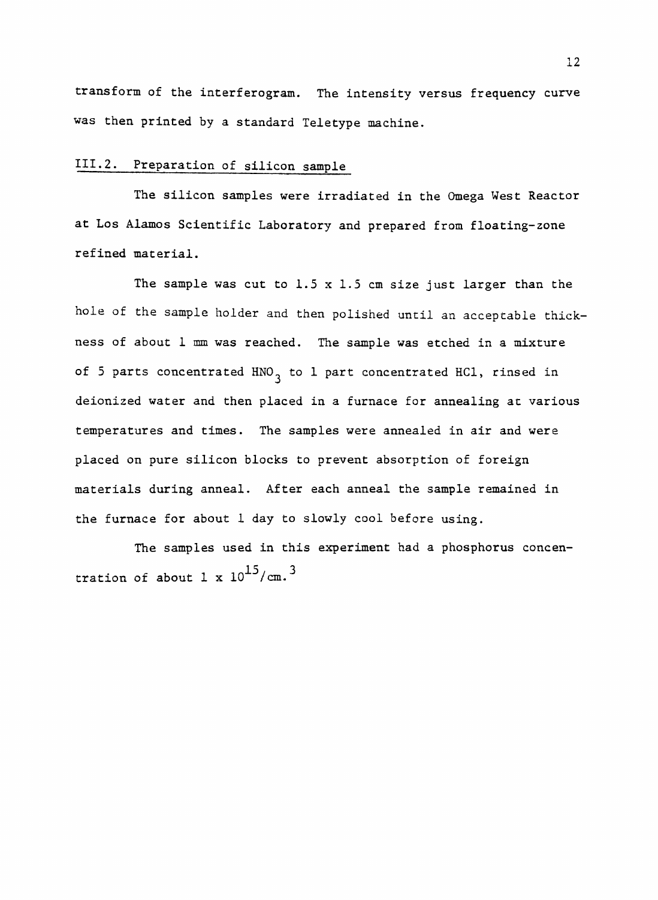transform of the interferogram. The intensity versus frequency curve was then printed by a standard Teletype machine.

## III.2. Preparation of silicon sample

The silicon samples were irradiated in the Omega West Reactor at Los Alamos Scientific Laboratory and prepared from floating-zone refined material.

The sample was cut to 1.5 x 1.5 cm size just larger than the hole of the sample holder and then polished until an acceptable thickness of about 1 mm was reached. The sample was etched in a mixture of 5 parts concentrated $HNO_3$ to 1 part concentrated HCl, rinsed in deionized water and then placed in a furnace for annealing at various temperatures and times. The samples were annealed in air and were placed on pure silicon blocks to prevent absorption of foreign materials during anneal. After each anneal the sample remained in the furnace for about 1 day to slowly cool before using.

The samples used in this experiment had a phosphorus concentration of about $1 \times 10^{15}/\text{cm.}^3$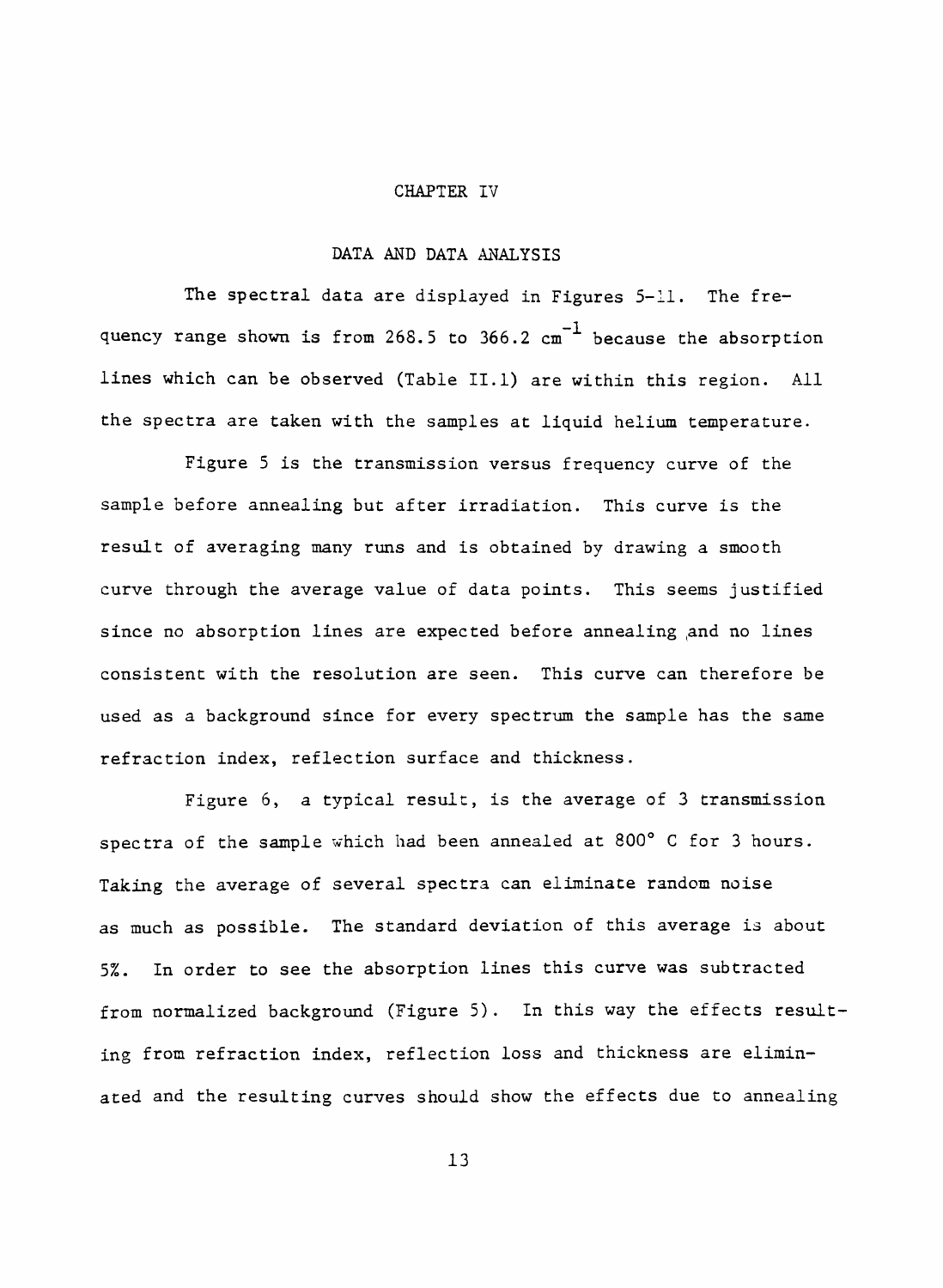# CHAPTER IV

## DATA AND DATA ANALYSIS

The spectral data are displayed in Figures 5-11. The frequency range shown is from 268.5 to 366.2 $cm^{-1}$ because the absorption lines which can be observed (Table II.1) are within this region. All the spectra are taken with the samples at liquid helium temperature.

Figure 5 is the transmission versus frequency curve of the sample before annealing but after irradiation. This curve is the result of averaging many runs and is obtained by drawing a smooth curve through the average value of data points. This seems justified since no absorption lines are expected before annealing and no lines consistent with the resolution are seen. This curve can therefore be used as a background since for every spectrum the sample has the same refraction index, reflection surface and thickness.

Figure 6, a typical result, is the average of 3 transmission spectra of the sample which had been annealed at 800° C for 3 hours. Taking the average of several spectra can eliminate random noise as much as possible. The standard deviation of this average is about 5%. In order to see the absorption lines this curve was subtracted from normalized background (Figure 5). In this way the effects resulting from refraction index, reflection loss and thickness are eliminated and the resulting curves should show the effects due to annealing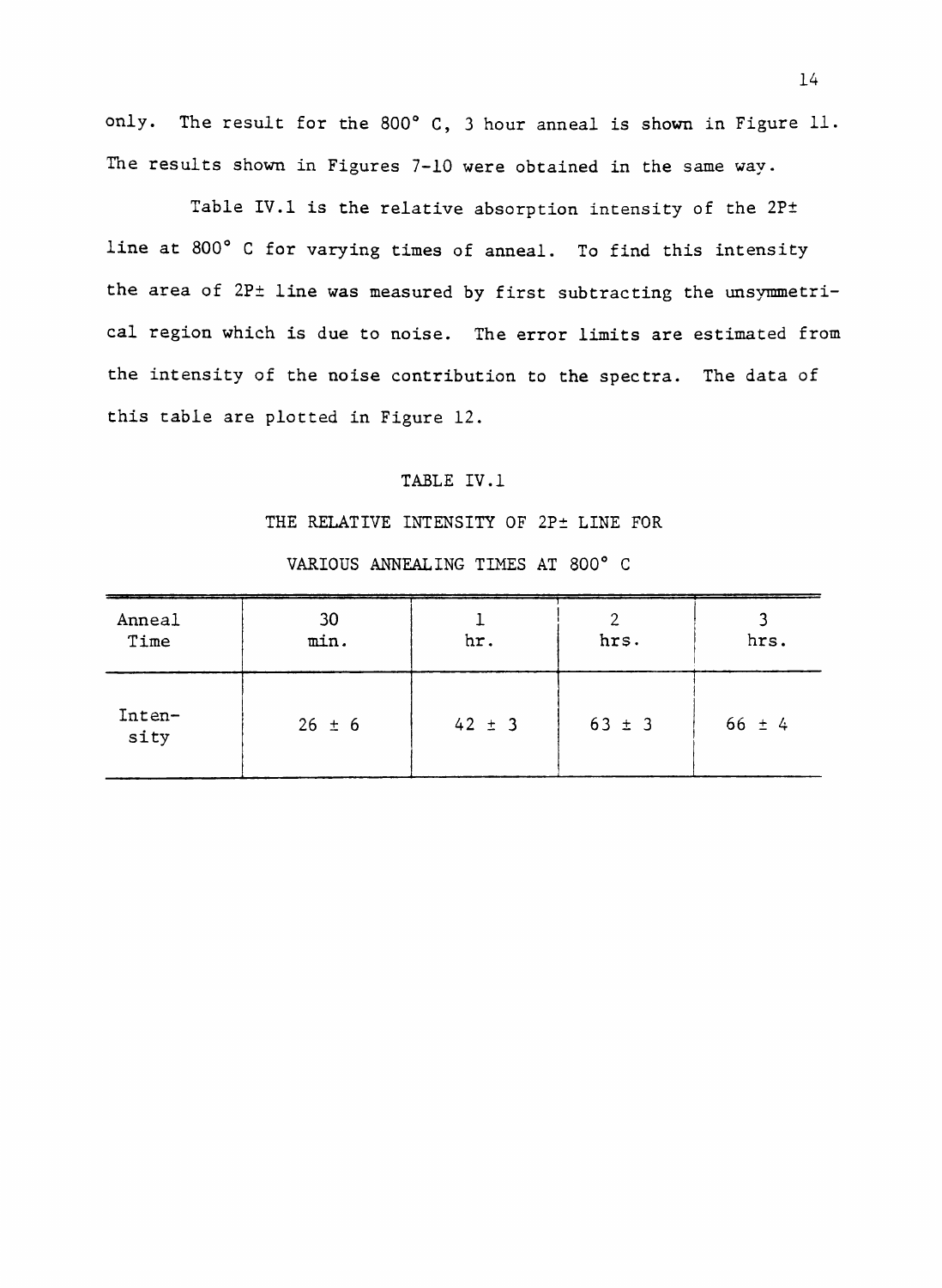only. The result for the 800° C, 3 hour anneal is shown in Figure 11. The results shown in Figures 7-10 were obtained in the same way.

Table IV.1 is the relative absorption intensity of the 2P± line at 800° C for varying times of anneal. To find this intensity the area of 2P± line was measured by first subtracting the unsymmetrical region which is due to noise. The error limits are estimated from the intensity of the noise contribution to the spectra. The data of this table are plotted in Figure 12.

TABLE IV.1

THE RELATIVE INTENSITY OF 2P± LINE FOR VARIOUS ANNEALING TIMES AT 800° C

| Anneal Time | 30 min. | 1 hr. | 2 hrs. | 3 hrs. |
|---|---|---|---|---|
| Intensity | 26 ± 6 | 42 ± 3 | 63 ± 3 | 66 ± 4 |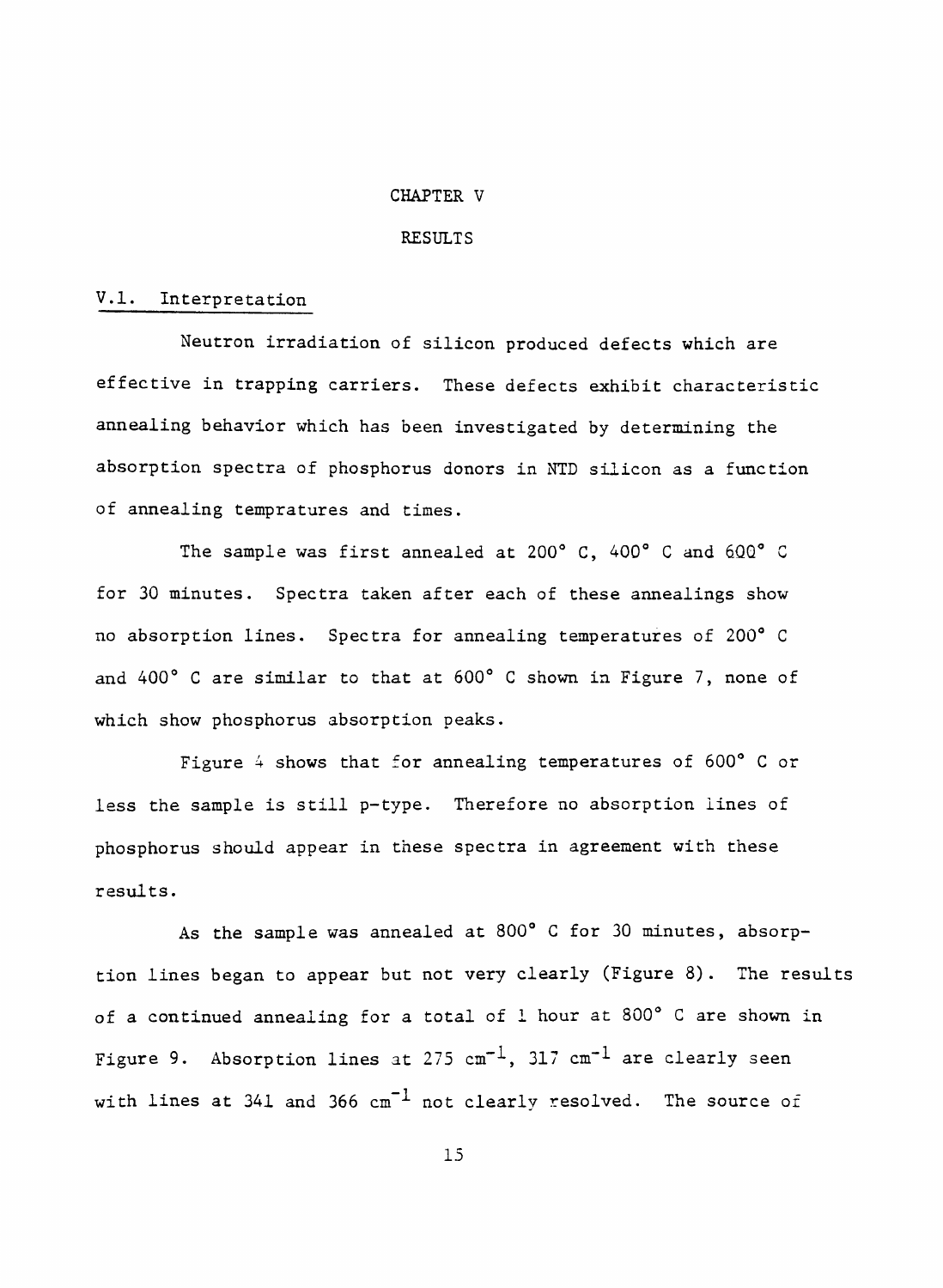# CHAPTER V

# RESULTS

## V.1. Interpretation

Neutron irradiation of silicon produced defects which are effective in trapping carriers. These defects exhibit characteristic annealing behavior which has been investigated by determining the absorption spectra of phosphorus donors in NTD silicon as a function of annealing tempratures and times.

The sample was first annealed at 200° C, 400° C and 600° C for 30 minutes. Spectra taken after each of these annealings show no absorption lines. Spectra for annealing temperatures of 200° C and 400° C are similar to that at 600° C shown in Figure 7, none of which show phosphorus absorption peaks.

Figure 4 shows that for annealing temperatures of 600° C or less the sample is still p-type. Therefore no absorption lines of phosphorus should appear in these spectra in agreement with these results.

As the sample was annealed at 800° C for 30 minutes, absorption lines began to appear but not very clearly (Figure 8). The results of a continued annealing for a total of 1 hour at 800° C are shown in Figure 9. Absorption lines at 275 $cm^{-1}$, 317 $cm^{-1}$ are clearly seen with lines at 341 and 366 $cm^{-1}$ not clearly resolved. The source of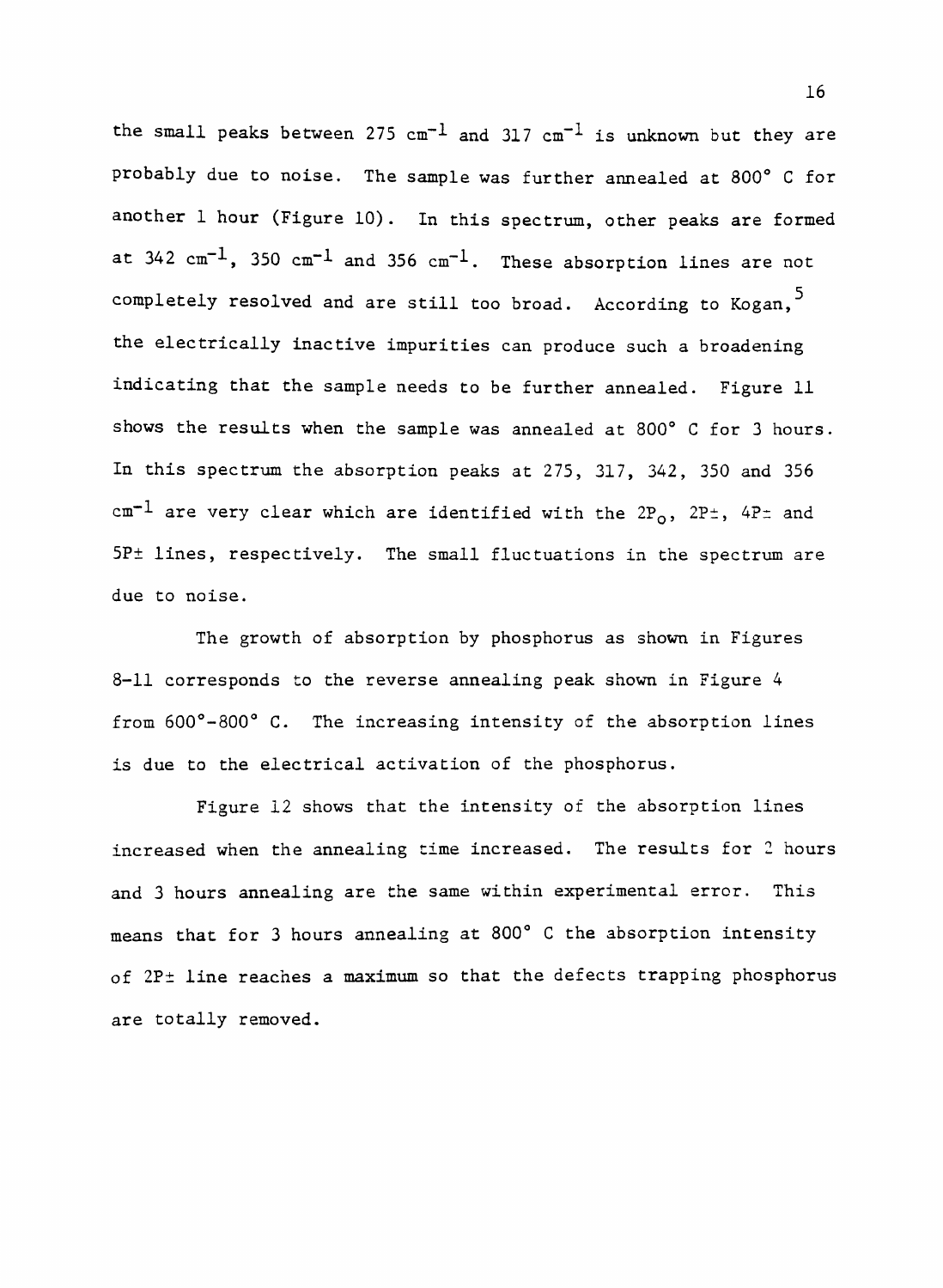the small peaks between 275 $cm^{-1}$ and 317 $cm^{-1}$ is unknown but they are probably due to noise. The sample was further annealed at 800° C for another 1 hour (Figure 10). In this spectrum, other peaks are formed at 342 $cm^{-1}$, 350 $cm^{-1}$ and 356 $cm^{-1}$. These absorption lines are not completely resolved and are still too broad. According to Kogan,[5] the electrically inactive impurities can produce such a broadening indicating that the sample needs to be further annealed. Figure 11 shows the results when the sample was annealed at 800° C for 3 hours. In this spectrum the absorption peaks at 275, 317, 342, 350 and 356 $cm^{-1}$ are very clear which are identified with the $2P_o$, $2P\pm$, $4P\pm$ and $5P\pm$ lines, respectively. The small fluctuations in the spectrum are due to noise.

The growth of absorption by phosphorus as shown in Figures 8-11 corresponds to the reverse annealing peak shown in Figure 4 from 600°-800° C. The increasing intensity of the absorption lines is due to the electrical activation of the phosphorus.

Figure 12 shows that the intensity of the absorption lines increased when the annealing time increased. The results for 2 hours and 3 hours annealing are the same within experimental error. This means that for 3 hours annealing at 800° C the absorption intensity of $2P\pm$ line reaches a maximum so that the defects trapping phosphorus are totally removed.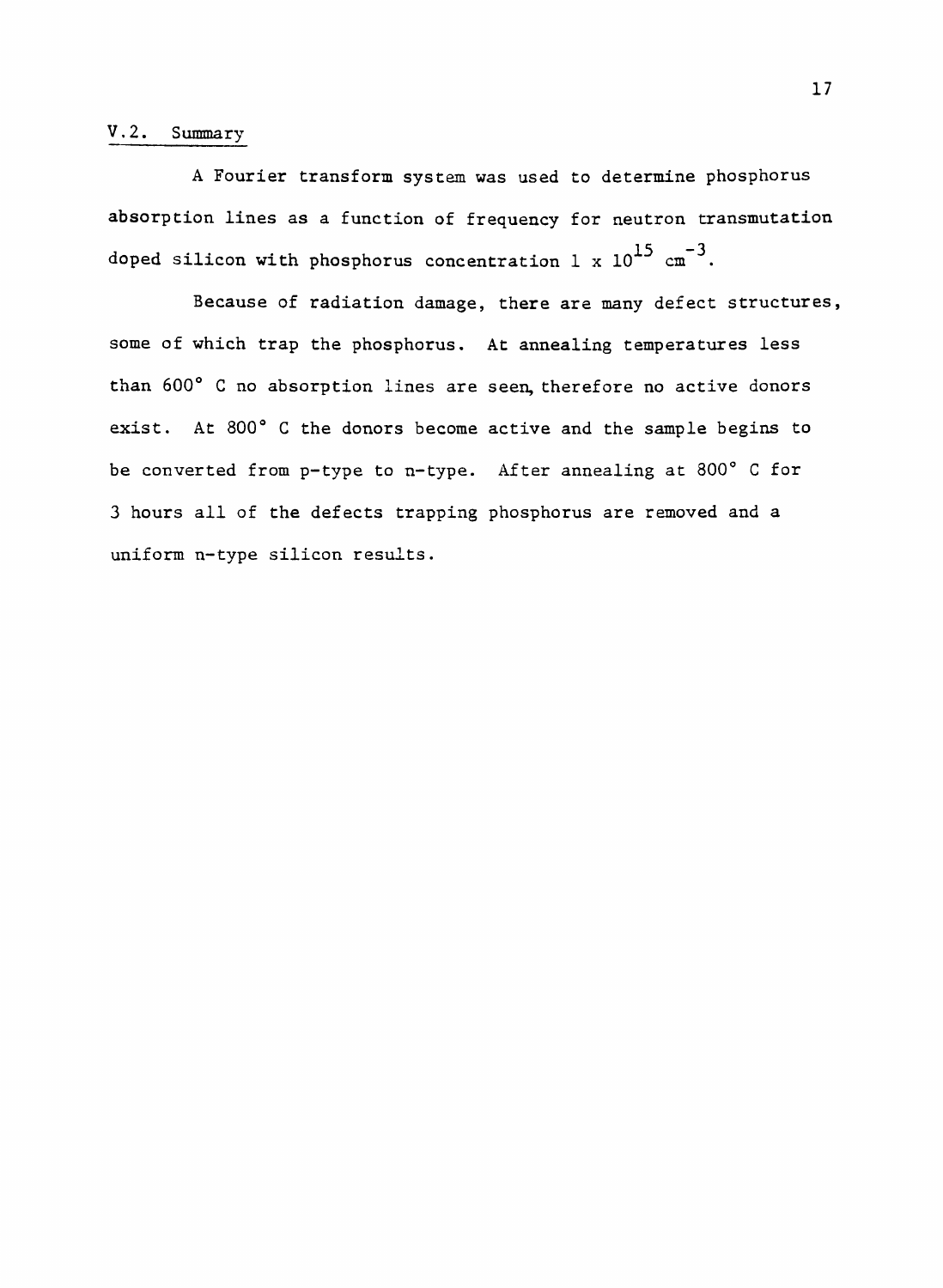## V.2. Summary

A Fourier transform system was used to determine phosphorus absorption lines as a function of frequency for neutron transmutation doped silicon with phosphorus concentration $1 \times 10^{15}$ $cm^{-3}$.

Because of radiation damage, there are many defect structures, some of which trap the phosphorus. At annealing temperatures less than 600° C no absorption lines are seen, therefore no active donors exist. At 800° C the donors become active and the sample begins to be converted from p-type to n-type. After annealing at 800° C for 3 hours all of the defects trapping phosphorus are removed and a uniform n-type silicon results.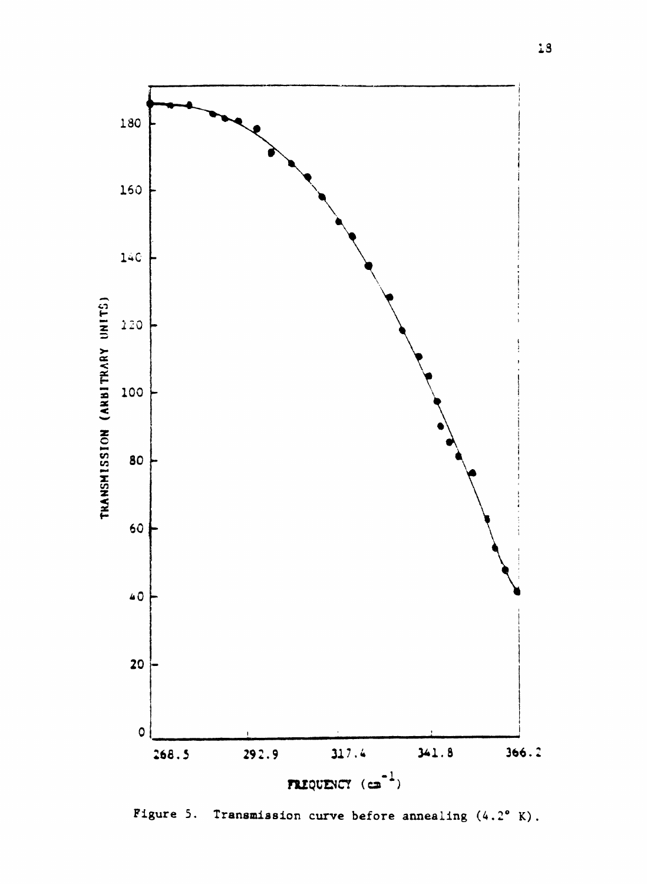Figure 5. Transmission curve before annealing (4.2° K).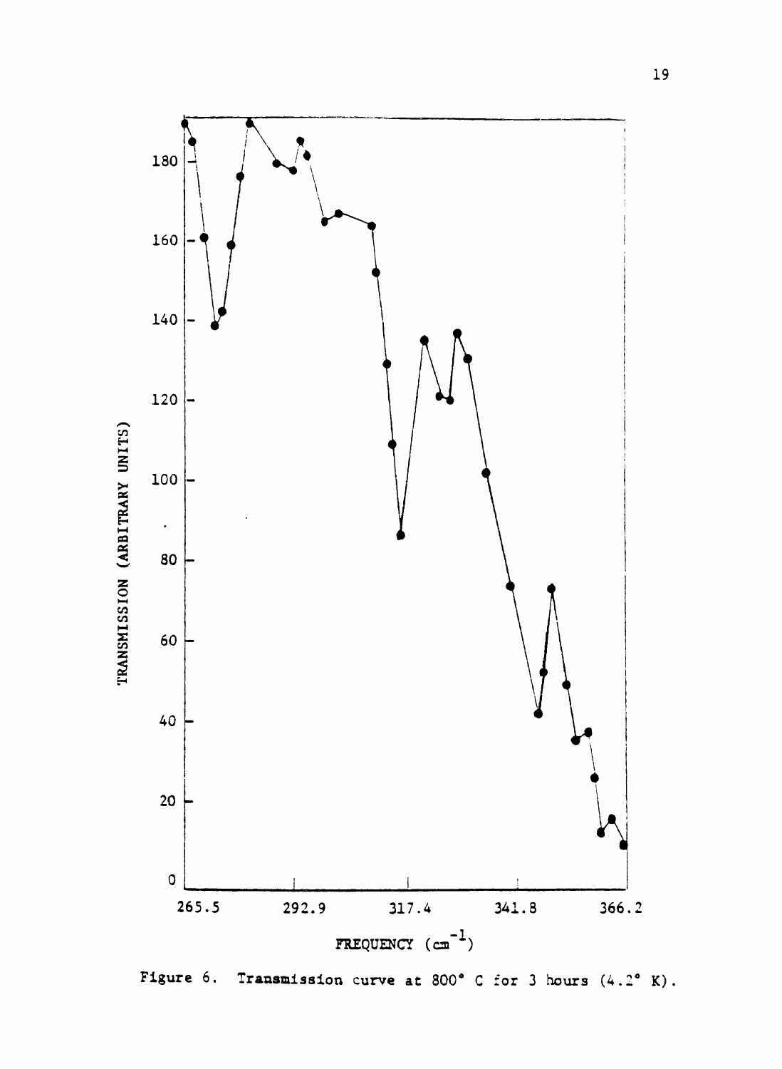Figure 6. Transmission curve at 800° C for 3 hours (4.2° K).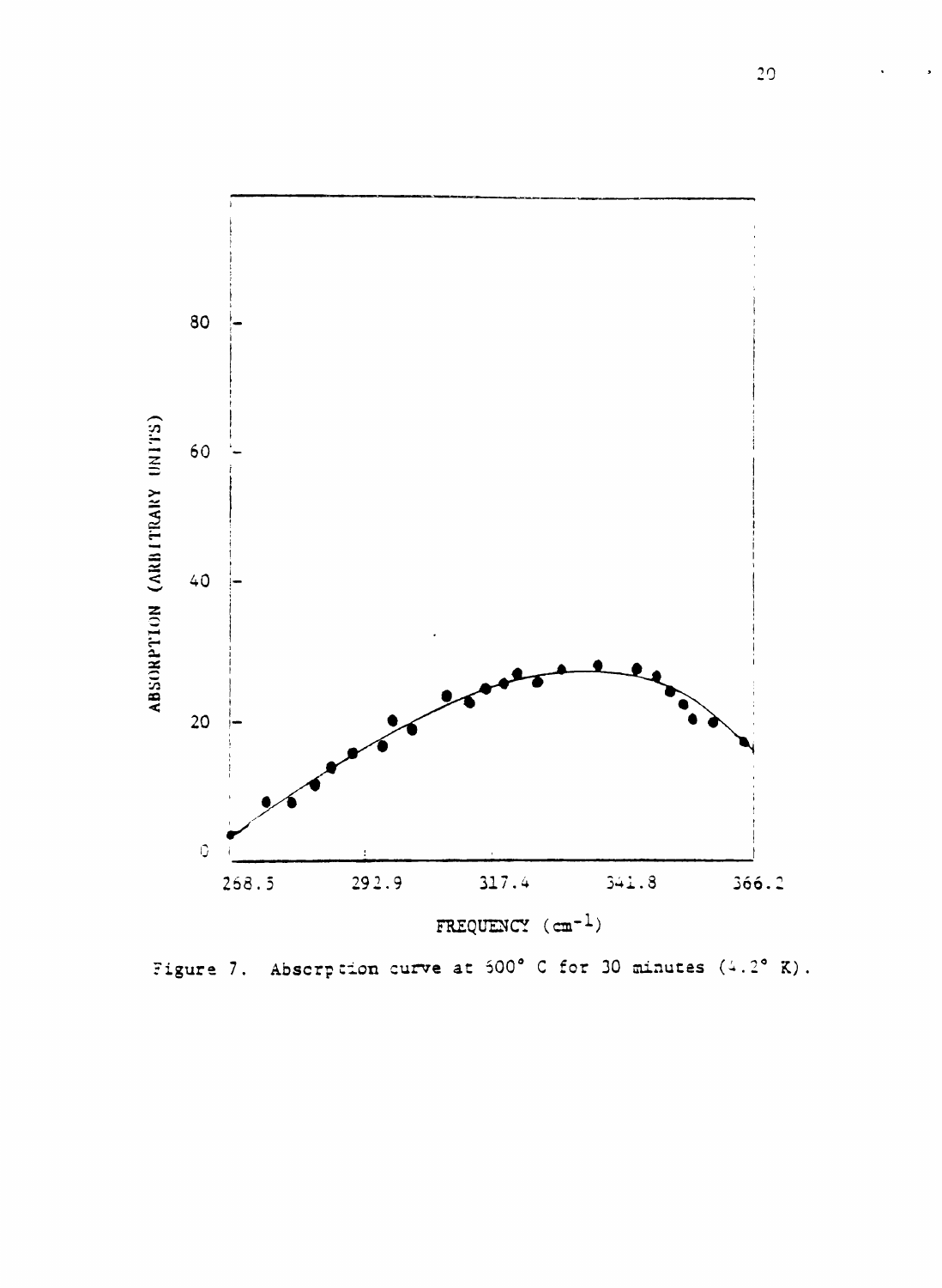Figure 7. Absorption curve at 500° C for 30 minutes (4.2° K).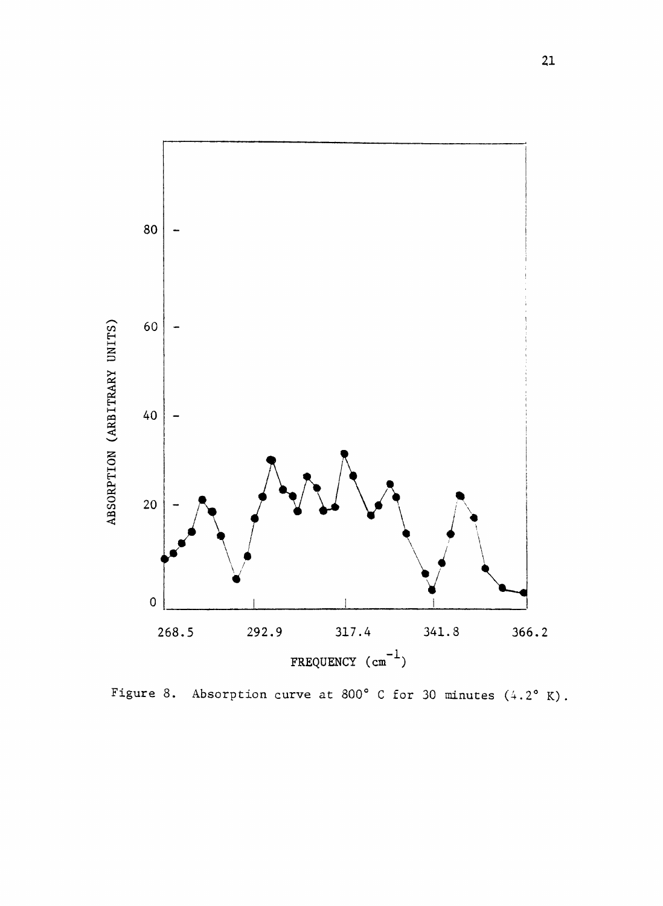Figure 8. Absorption curve at 800° C for 30 minutes (4.2° K).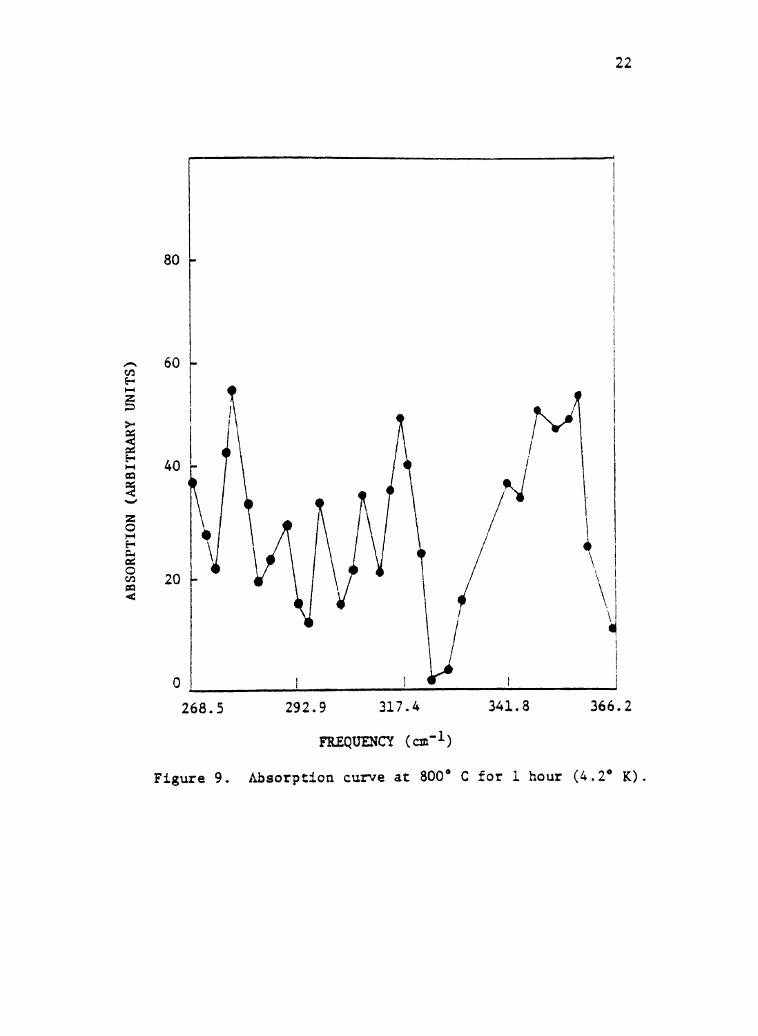Figure 9. Absorption curve at 800° C for 1 hour (4.2° K).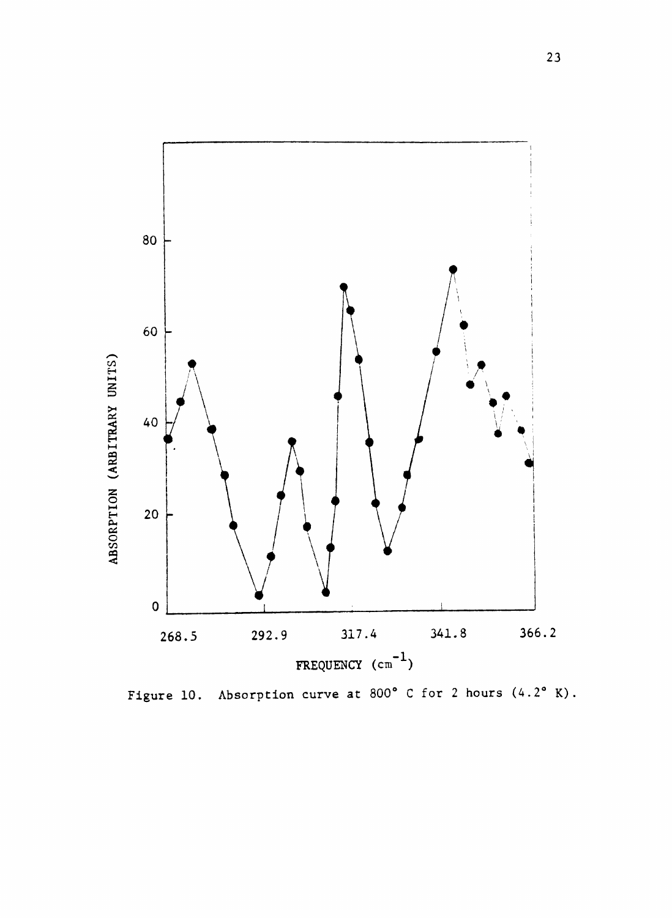Figure 10. Absorption curve at 800° C for 2 hours (4.2° K).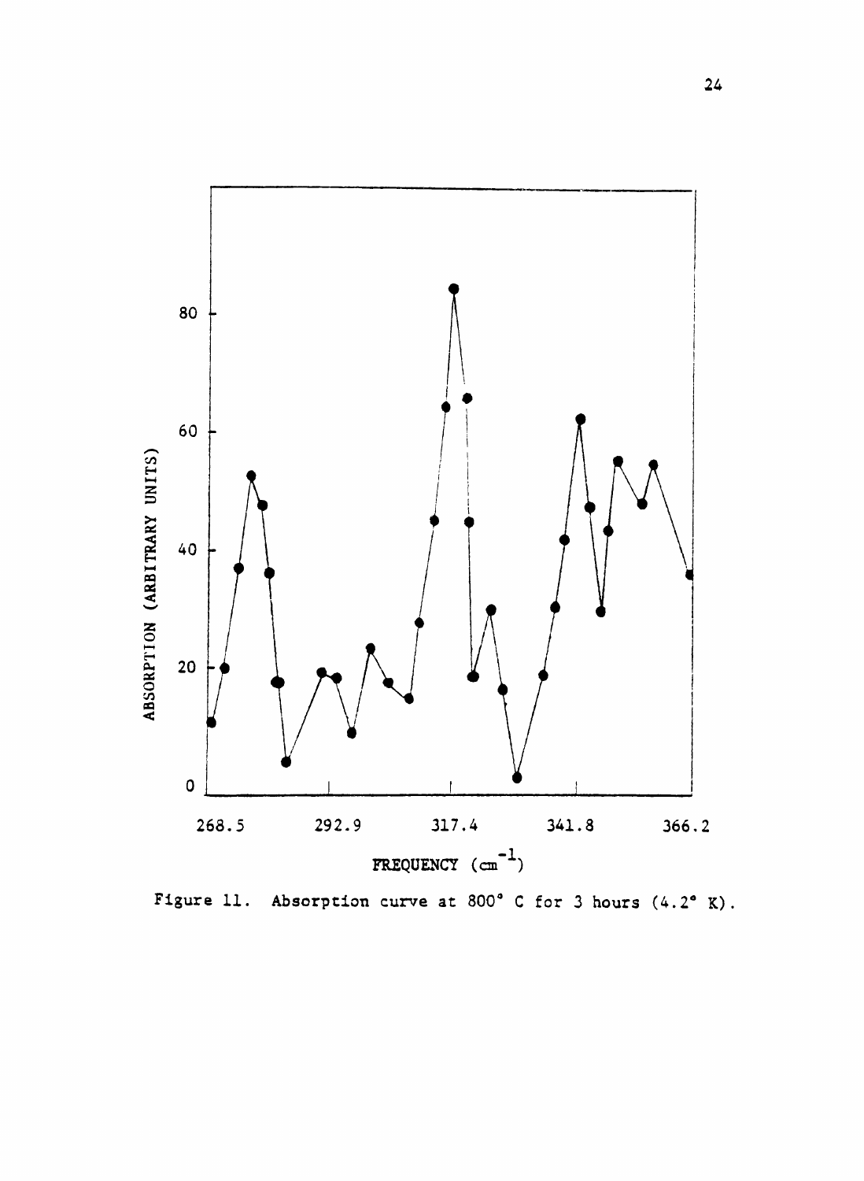Figure 11. Absorption curve at 800° C for 3 hours (4.2° K).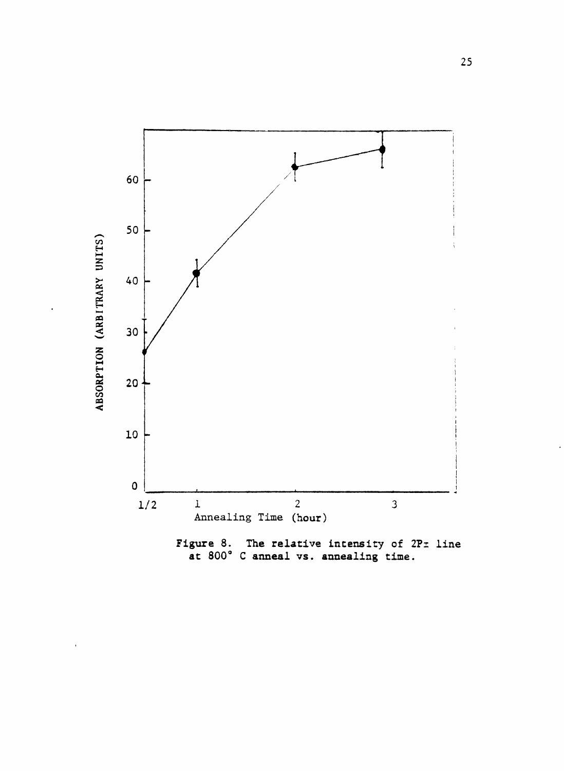Figure 8. The relative intensity of 2P± line at 800° C anneal vs. annealing time.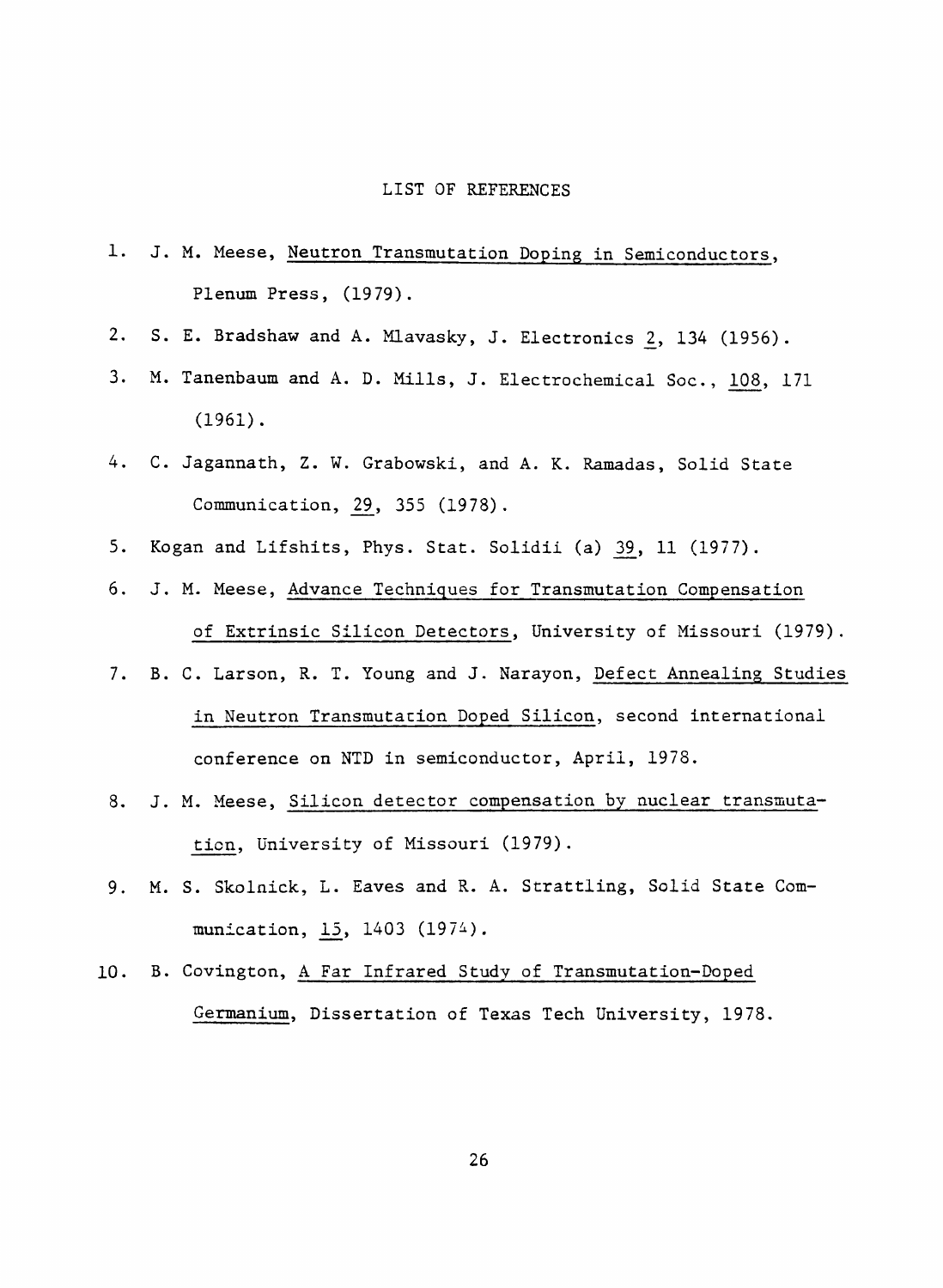# LIST OF REFERENCES

1. J. M. Meese, Neutron Transmutation Doping in Semiconductors, Plenum Press, (1979).
2. S. E. Bradshaw and A. Mlavasky, J. Electronics 2, 134 (1956).
3. M. Tanenbaum and A. D. Mills, J. Electrochemical Soc., 108, 171 (1961).
4. C. Jagannath, Z. W. Grabowski, and A. K. Ramadas, Solid State Communication, 29, 355 (1978).
5. Kogan and Lifshits, Phys. Stat. Solidii (a) 39, 11 (1977).
6. J. M. Meese, Advance Techniques for Transmutation Compensation of Extrinsic Silicon Detectors, University of Missouri (1979).
7. B. C. Larson, R. T. Young and J. Narayon, Defect Annealing Studies in Neutron Transmutation Doped Silicon, second international conference on NTD in semiconductor, April, 1978.
8. J. M. Meese, Silicon detector compensation by nuclear transmutation, University of Missouri (1979).
9. M. S. Skolnick, L. Eaves and R. A. Strattling, Solid State Communication, 15, 1403 (1974).
10. B. Covington, A Far Infrared Study of Transmutation-Doped Germanium, Dissertation of Texas Tech University, 1978.